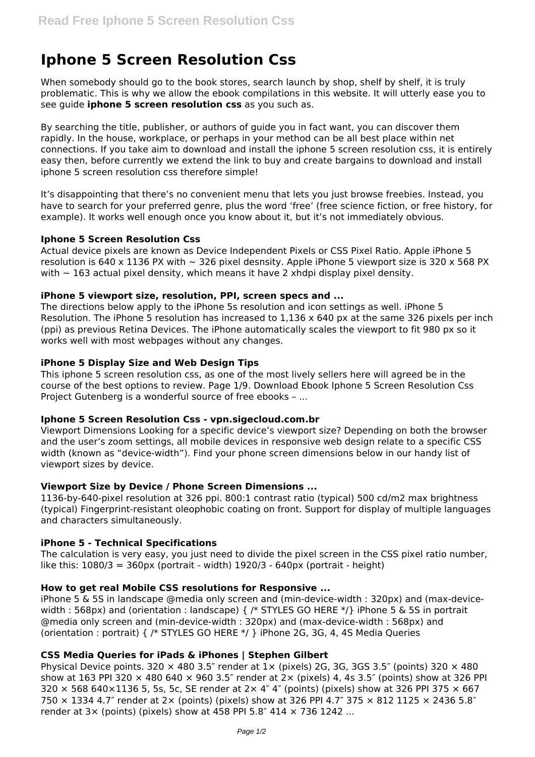# Iphone 5 Screen Resolution Css

When somebody should go to the book stores, search launch by shop, shelf by shelf, it is truly problematic. This is why we allow the ebook compilations in this website. It will utterly ease you to see guide **iphone 5 screen resolution css** as you such as.

By searching the title, publisher, or authors of guide you in fact want, you can discover them rapidly. In the house, workplace, or perhaps in your method can be all best place within net connections. If you take aim to download and install the iphone 5 screen resolution css, it is entirely easy then, before currently we extend the link to buy and create bargains to download and install iphone 5 screen resolution css therefore simple!

It's disappointing that there's no convenient menu that lets you just browse freebies. Instead, you have to search for your preferred genre, plus the word 'free' (free science fiction, or free history, for example). It works well enough once you know about it, but it's not immediately obvious.

### Iphone 5 Screen Resolution Css

Actual device pixels are known as Device Independent Pixels or CSS Pixel Ratio. Apple iPhone 5 resolution is 640 x 1136 PX with ~ 326 pixel desnsity. Apple iPhone 5 viewport size is 320 x 568 PX with ~ 163 actual pixel density, which means it have 2 xhdpi display pixel density.

### iPhone 5 viewport size, resolution, PPI, screen specs and ...

The directions below apply to the iPhone 5s resolution and icon settings as well. iPhone 5 Resolution. The iPhone 5 resolution has increased to 1,136 x 640 px at the same 326 pixels per inch (ppi) as previous Retina Devices. The iPhone automatically scales the viewport to fit 980 px so it works well with most webpages without any changes.

### iPhone 5 Display Size and Web Design Tips

This iphone 5 screen resolution css, as one of the most lively sellers here will agreed be in the course of the best options to review. Page 1/9. Download Ebook Iphone 5 Screen Resolution Css Project Gutenberg is a wonderful source of free ebooks – ...

### Iphone 5 Screen Resolution Css - vpn.sigecloud.com.br

Viewport Dimensions Looking for a specific device's viewport size? Depending on both the browser and the user's zoom settings, all mobile devices in responsive web design relate to a specific CSS width (known as "device-width"). Find your phone screen dimensions below in our handy list of viewport sizes by device.

### Viewport Size by Device / Phone Screen Dimensions ...

1136-by-640-pixel resolution at 326 ppi. 800:1 contrast ratio (typical) 500 cd/m2 max brightness (typical) Fingerprint-resistant oleophobic coating on front. Support for display of multiple languages and characters simultaneously.

### iPhone 5 - Technical Specifications

The calculation is very easy, you just need to divide the pixel screen in the CSS pixel ratio number, like this: 1080/3 = 360px (portrait - width) 1920/3 - 640px (portrait - height)

### How to get real Mobile CSS resolutions for Responsive ...

iPhone 5 & 5S in landscape @media only screen and (min-device-width : 320px) and (max-device-width : 568px) and (orientation : landscape) { /* STYLES GO HERE */} iPhone 5 & 5S in portrait @media only screen and (min-device-width : 320px) and (max-device-width : 568px) and (orientation : portrait) { /* STYLES GO HERE */ } iPhone 2G, 3G, 4, 4S Media Queries

### CSS Media Queries for iPads & iPhones | Stephen Gilbert

Physical Device points. 320 × 480 3.5″ render at 1× (pixels) 2G, 3G, 3GS 3.5″ (points) 320 × 480 show at 163 PPI 320 × 480 640 × 960 3.5″ render at 2× (pixels) 4, 4s 3.5″ (points) show at 326 PPI 320 × 568 640×1136 5, 5s, 5c, SE render at 2× 4″ 4″ (points) (pixels) show at 326 PPI 375 × 667 750 × 1334 4.7″ render at 2× (points) (pixels) show at 326 PPI 4.7″ 375 × 812 1125 × 2436 5.8″ render at 3× (points) (pixels) show at 458 PPI 5.8″ 414 × 736 1242 ...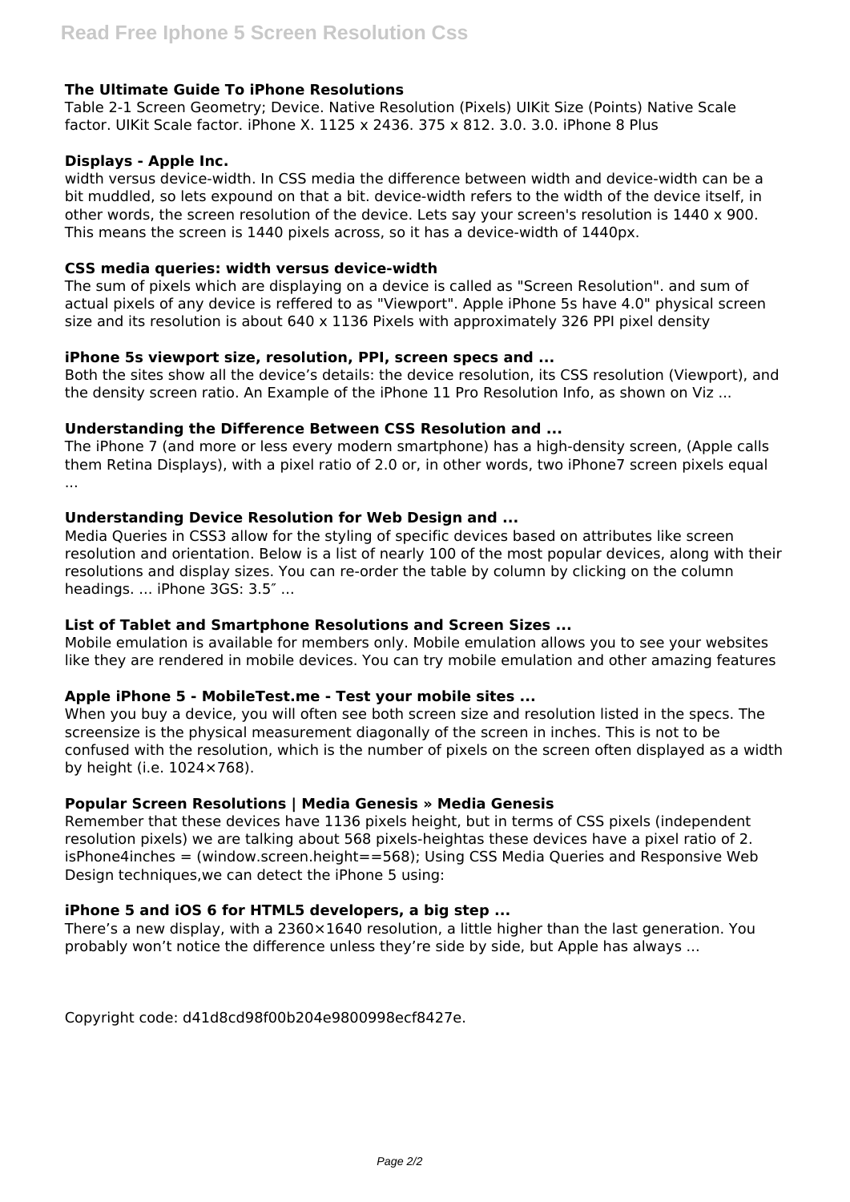### The Ultimate Guide To iPhone Resolutions

Table 2-1 Screen Geometry; Device. Native Resolution (Pixels) UIKit Size (Points) Native Scale factor. UIKit Scale factor. iPhone X. 1125 x 2436. 375 x 812. 3.0. 3.0. iPhone 8 Plus

### Displays - Apple Inc.

width versus device-width. In CSS media the difference between width and device-width can be a bit muddled, so lets expound on that a bit. device-width refers to the width of the device itself, in other words, the screen resolution of the device. Lets say your screen's resolution is 1440 x 900. This means the screen is 1440 pixels across, so it has a device-width of 1440px.

### CSS media queries: width versus device-width

The sum of pixels which are displaying on a device is called as "Screen Resolution". and sum of actual pixels of any device is reffered to as "Viewport". Apple iPhone 5s have 4.0" physical screen size and its resolution is about 640 x 1136 Pixels with approximately 326 PPI pixel density

### iPhone 5s viewport size, resolution, PPI, screen specs and ...

Both the sites show all the device's details: the device resolution, its CSS resolution (Viewport), and the density screen ratio. An Example of the iPhone 11 Pro Resolution Info, as shown on Viz ...

### Understanding the Difference Between CSS Resolution and ...

The iPhone 7 (and more or less every modern smartphone) has a high-density screen, (Apple calls them Retina Displays), with a pixel ratio of 2.0 or, in other words, two iPhone7 screen pixels equal ...

### Understanding Device Resolution for Web Design and ...

Media Queries in CSS3 allow for the styling of specific devices based on attributes like screen resolution and orientation. Below is a list of nearly 100 of the most popular devices, along with their resolutions and display sizes. You can re-order the table by column by clicking on the column headings. ... iPhone 3GS: 3.5″ ...

### List of Tablet and Smartphone Resolutions and Screen Sizes ...

Mobile emulation is available for members only. Mobile emulation allows you to see your websites like they are rendered in mobile devices. You can try mobile emulation and other amazing features

### Apple iPhone 5 - MobileTest.me - Test your mobile sites ...

When you buy a device, you will often see both screen size and resolution listed in the specs. The screensize is the physical measurement diagonally of the screen in inches. This is not to be confused with the resolution, which is the number of pixels on the screen often displayed as a width by height (i.e. 1024×768).

### Popular Screen Resolutions | Media Genesis » Media Genesis

Remember that these devices have 1136 pixels height, but in terms of CSS pixels (independent resolution pixels) we are talking about 568 pixels-heightas these devices have a pixel ratio of 2. isPhone4inches = (window.screen.height==568); Using CSS Media Queries and Responsive Web Design techniques,we can detect the iPhone 5 using:

### iPhone 5 and iOS 6 for HTML5 developers, a big step ...

There's a new display, with a 2360×1640 resolution, a little higher than the last generation. You probably won't notice the difference unless they're side by side, but Apple has always ...

Copyright code: d41d8cd98f00b204e9800998ecf8427e.